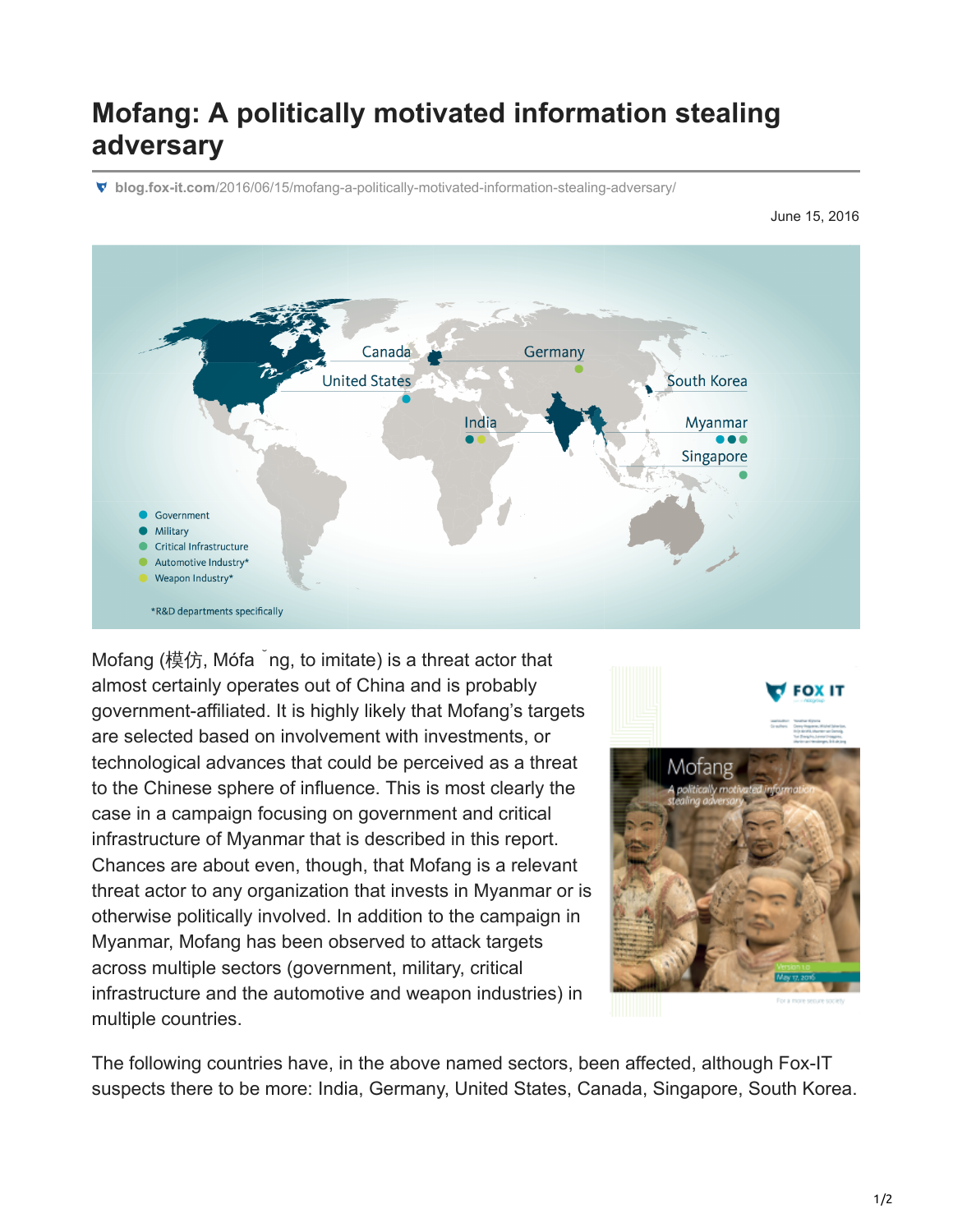# Mofang: A politically motivated information stealing adversary

blog.fox-it.com/2016/06/15/mofang-a-politically-motivated-information-stealing-adversary/

June 15, 2016

Mofang (模仿, Mófa ˇng, to imitate) is a threat actor that almost certainly operates out of China and is probably government-affiliated. It is highly likely that Mofang's targets are selected based on involvement with investments, or technological advances that could be perceived as a threat to the Chinese sphere of influence. This is most clearly the case in a campaign focusing on government and critical infrastructure of Myanmar that is described in this report. Chances are about even, though, that Mofang is a relevant threat actor to any organization that invests in Myanmar or is otherwise politically involved. In addition to the campaign in Myanmar, Mofang has been observed to attack targets across multiple sectors (government, military, critical infrastructure and the automotive and weapon industries) in multiple countries.

The following countries have, in the above named sectors, been affected, although Fox-IT suspects there to be more: India, Germany, United States, Canada, Singapore, South Korea.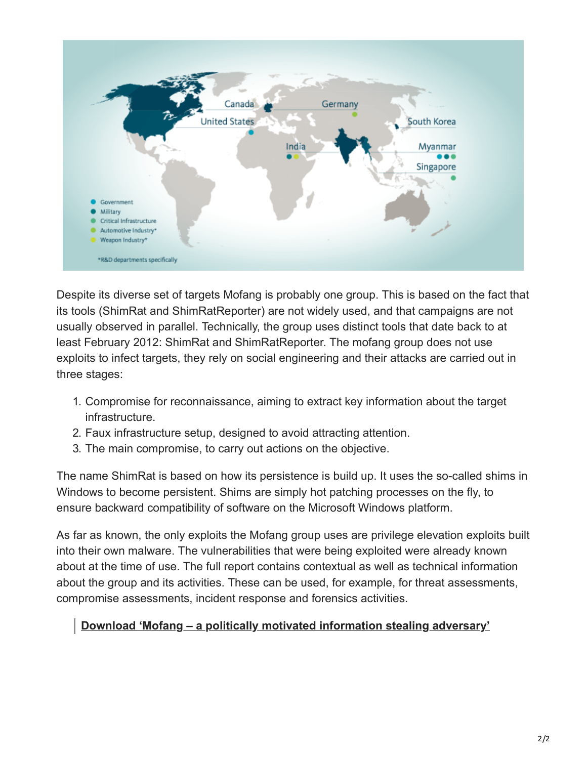Canada
United States
Germany
South Korea
India
Myanmar
Singapore

Government
Military
Critical Infrastructure
Automotive Industry*
Weapon Industry*

*R&D departments specifically

Despite its diverse set of targets Mofang is probably one group. This is based on the fact that its tools (ShimRat and ShimRatReporter) are not widely used, and that campaigns are not usually observed in parallel. Technically, the group uses distinct tools that date back to at least February 2012: ShimRat and ShimRatReporter. The mofang group does not use exploits to infect targets, they rely on social engineering and their attacks are carried out in three stages:

1. Compromise for reconnaissance, aiming to extract key information about the target infrastructure.
2. Faux infrastructure setup, designed to avoid attracting attention.
3. The main compromise, to carry out actions on the objective.

The name ShimRat is based on how its persistence is build up. It uses the so-called shims in Windows to become persistent. Shims are simply hot patching processes on the fly, to ensure backward compatibility of software on the Microsoft Windows platform.

As far as known, the only exploits the Mofang group uses are privilege elevation exploits built into their own malware. The vulnerabilities that were being exploited were already known about at the time of use. The full report contains contextual as well as technical information about the group and its activities. These can be used, for example, for threat assessments, compromise assessments, incident response and forensics activities.

> **Download 'Mofang – a politically motivated information stealing adversary'**